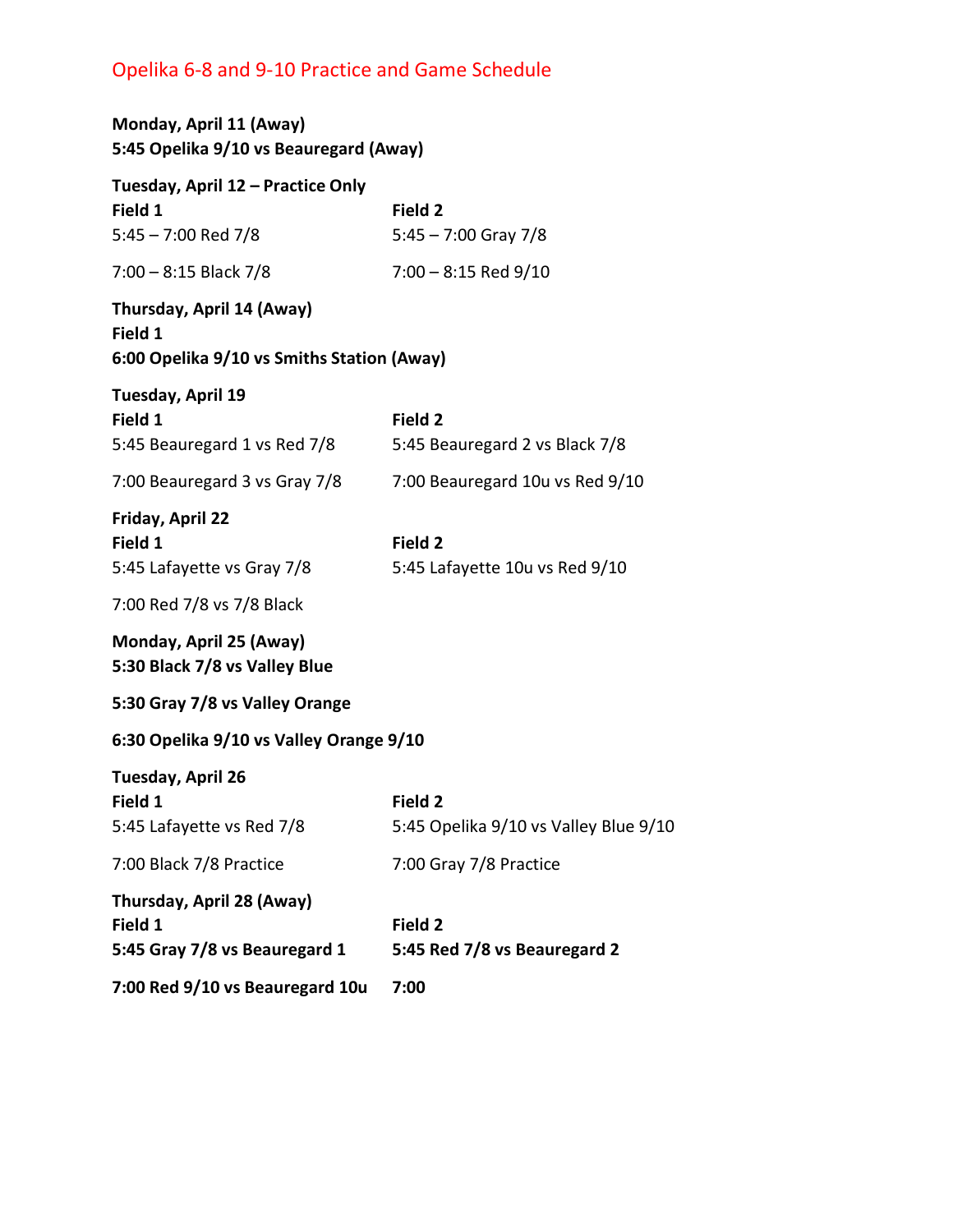# Opelika 6-8 and 9-10 Practice and Game Schedule

**Monday, April 11 (Away)**
**5:45 Opelika 9/10 vs Beauregard (Away)**

**Tuesday, April 12 – Practice Only**

| **Field 1** | **Field 2** |
|---|---|
| 5:45 – 7:00 Red 7/8 | 5:45 – 7:00 Gray 7/8 |
| 7:00 – 8:15 Black 7/8 | 7:00 – 8:15 Red 9/10 |

**Thursday, April 14 (Away)**
**Field 1**
**6:00 Opelika 9/10 vs Smiths Station (Away)**

**Tuesday, April 19**

| **Field 1** | **Field 2** |
|---|---|
| 5:45 Beauregard 1 vs Red 7/8 | 5:45 Beauregard 2 vs Black 7/8 |
| 7:00 Beauregard 3 vs Gray 7/8 | 7:00 Beauregard 10u vs Red 9/10 |

**Friday, April 22**

| **Field 1** | **Field 2** |
|---|---|
| 5:45 Lafayette vs Gray 7/8 | 5:45 Lafayette 10u vs Red 9/10 |
| 7:00 Red 7/8 vs 7/8 Black | |

**Monday, April 25 (Away)**
**5:30 Black 7/8 vs Valley Blue**

**5:30 Gray 7/8 vs Valley Orange**

**6:30 Opelika 9/10 vs Valley Orange 9/10**

**Tuesday, April 26**

| **Field 1** | **Field 2** |
|---|---|
| 5:45 Lafayette vs Red 7/8 | 5:45 Opelika 9/10 vs Valley Blue 9/10 |
| 7:00 Black 7/8 Practice | 7:00 Gray 7/8 Practice |

**Thursday, April 28 (Away)**

| **Field 1** | **Field 2** |
|---|---|
| **5:45 Gray 7/8 vs Beauregard 1** | **5:45 Red 7/8 vs Beauregard 2** |
| **7:00 Red 9/10 vs Beauregard 10u** | **7:00** |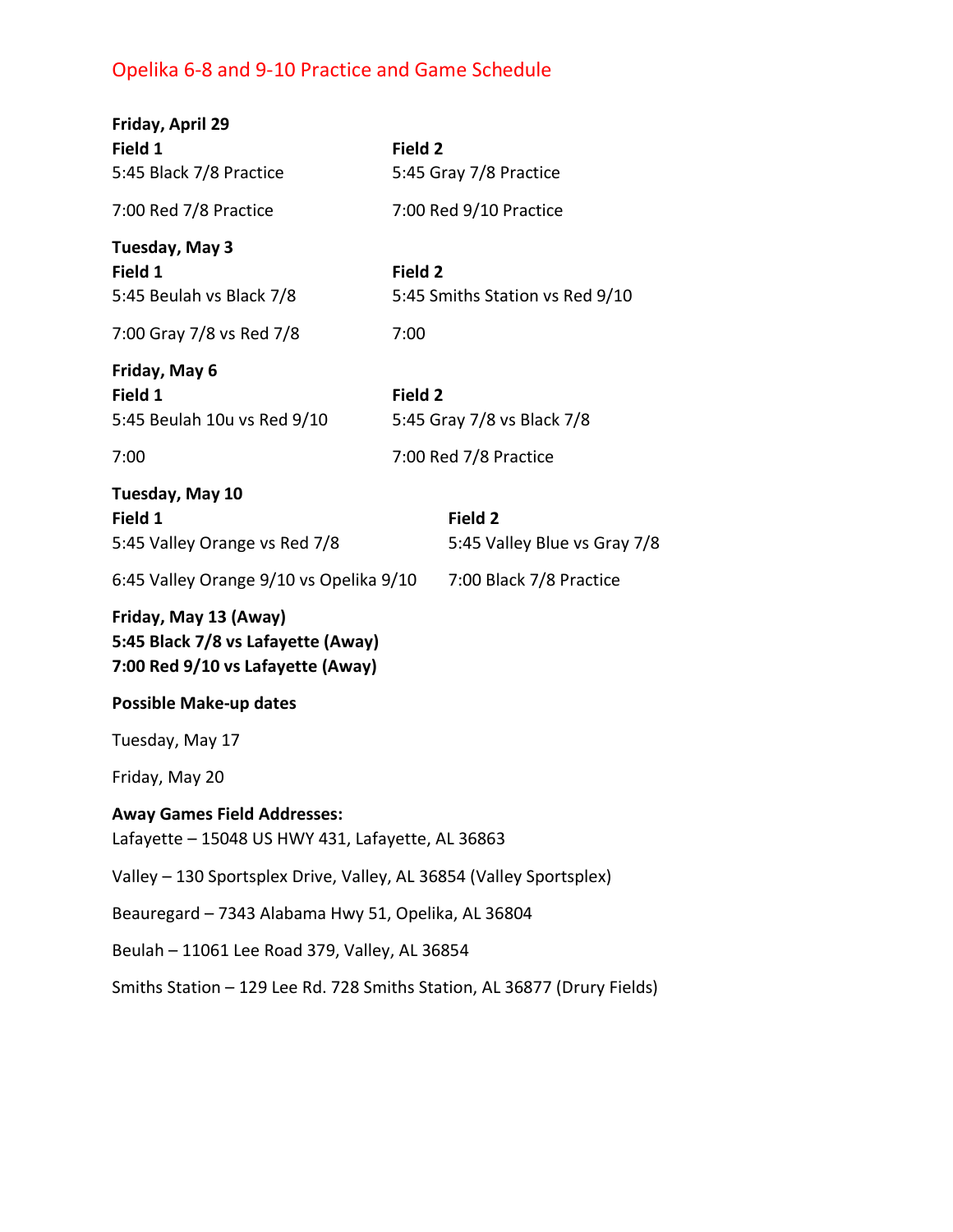# Opelika 6-8 and 9-10 Practice and Game Schedule

**Friday, April 29**

| **Field 1** | **Field 2** |
| --- | --- |
| 5:45 Black 7/8 Practice | 5:45 Gray 7/8 Practice |
| 7:00 Red 7/8 Practice | 7:00 Red 9/10 Practice |

**Tuesday, May 3**

| **Field 1** | **Field 2** |
| --- | --- |
| 5:45 Beulah vs Black 7/8 | 5:45 Smiths Station vs Red 9/10 |
| 7:00 Gray 7/8 vs Red 7/8 | 7:00 |

**Friday, May 6**

| **Field 1** | **Field 2** |
| --- | --- |
| 5:45 Beulah 10u vs Red 9/10 | 5:45 Gray 7/8 vs Black 7/8 |
| 7:00 | 7:00 Red 7/8 Practice |

**Tuesday, May 10**

| **Field 1** | **Field 2** |
| --- | --- |
| 5:45 Valley Orange vs Red 7/8 | 5:45 Valley Blue vs Gray 7/8 |
| 6:45 Valley Orange 9/10 vs Opelika 9/10 | 7:00 Black 7/8 Practice |

**Friday, May 13 (Away)**
**5:45 Black 7/8 vs Lafayette (Away)**
**7:00 Red 9/10 vs Lafayette (Away)**

**Possible Make-up dates**

Tuesday, May 17

Friday, May 20

**Away Games Field Addresses:**
Lafayette – 15048 US HWY 431, Lafayette, AL 36863

Valley – 130 Sportsplex Drive, Valley, AL 36854 (Valley Sportsplex)

Beauregard – 7343 Alabama Hwy 51, Opelika, AL 36804

Beulah – 11061 Lee Road 379, Valley, AL 36854

Smiths Station – 129 Lee Rd. 728 Smiths Station, AL 36877 (Drury Fields)